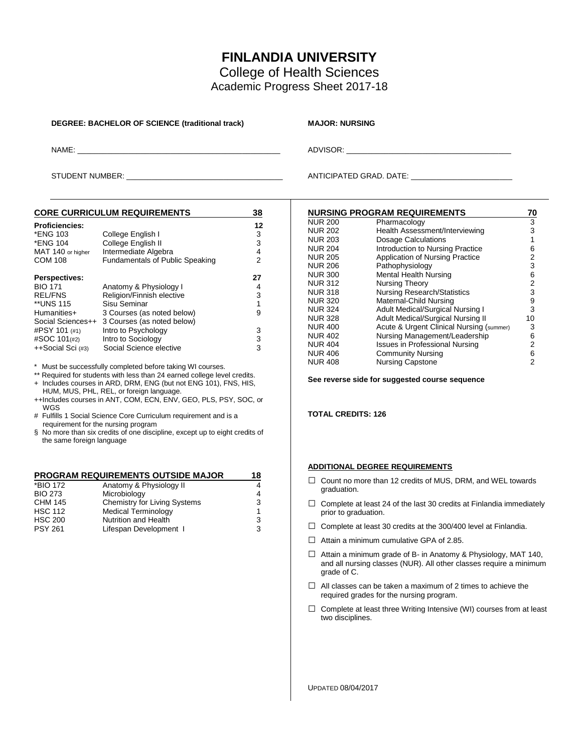# FINLANDIA UNIVERSITY

## College of Health Sciences

### Academic Progress Sheet 2017-18

**DEGREE: BACHELOR OF SCIENCE (traditional track)**

**MAJOR: NURSING**

NAME: ______________________________________________

ADVISOR: ______________________________________

STUDENT NUMBER: ___________________________________

ANTICIPATED GRAD. DATE: _______________________

| **CORE CURRICULUM REQUIREMENTS** | | **38** |
|---|---|---|
| **Proficiencies:** | | **12** |
| *ENG 103 | College English I | 3 |
| *ENG 104 | College English II | 3 |
| MAT 140 or higher | Intermediate Algebra | 4 |
| COM 108 | Fundamentals of Public Speaking | 2 |
| **Perspectives:** | | **27** |
| BIO 171 | Anatomy & Physiology I | 4 |
| REL/FNS | Religion/Finnish elective | 3 |
| **UNS 115 | Sisu Seminar | 1 |
| Humanities+ | 3 Courses (as noted below) | 9 |
| Social Sciences++ | 3 Courses (as noted below) | |
| #PSY 101 (#1) | Intro to Psychology | 3 |
| #SOC 101(#2) | Intro to Sociology | 3 |
| ++Social Sci (#3) | Social Science elective | 3 |

\* Must be successfully completed before taking WI courses.

\*\* Required for students with less than 24 earned college level credits.

\+ Includes courses in ARD, DRM, ENG (but not ENG 101), FNS, HIS, HUM, MUS, PHL, REL, or foreign language.

++Includes courses in ANT, COM, ECN, ENV, GEO, PLS, PSY, SOC, or WGS

\# Fulfills 1 Social Science Core Curriculum requirement and is a requirement for the nursing program

§ No more than six credits of one discipline, except up to eight credits of the same foreign language

| **PROGRAM REQUIREMENTS OUTSIDE MAJOR** | | **18** |
|---|---|---|
| *BIO 172 | Anatomy & Physiology II | 4 |
| BIO 273 | Microbiology | 4 |
| CHM 145 | Chemistry for Living Systems | 3 |
| HSC 112 | Medical Terminology | 1 |
| HSC 200 | Nutrition and Health | 3 |
| PSY 261 | Lifespan Development I | 3 |

| **NURSING PROGRAM REQUIREMENTS** | | **70** |
|---|---|---|
| NUR 200 | Pharmacology | 3 |
| NUR 202 | Health Assessment/Interviewing | 3 |
| NUR 203 | Dosage Calculations | 1 |
| NUR 204 | Introduction to Nursing Practice | 6 |
| NUR 205 | Application of Nursing Practice | 2 |
| NUR 206 | Pathophysiology | 3 |
| NUR 300 | Mental Health Nursing | 6 |
| NUR 312 | Nursing Theory | 2 |
| NUR 318 | Nursing Research/Statistics | 3 |
| NUR 320 | Maternal-Child Nursing | 9 |
| NUR 324 | Adult Medical/Surgical Nursing I | 3 |
| NUR 328 | Adult Medical/Surgical Nursing II | 10 |
| NUR 400 | Acute & Urgent Clinical Nursing (summer) | 3 |
| NUR 402 | Nursing Management/Leadership | 6 |
| NUR 404 | Issues in Professional Nursing | 2 |
| NUR 406 | Community Nursing | 6 |
| NUR 408 | Nursing Capstone | 2 |

**See reverse side for suggested course sequence**

**TOTAL CREDITS: 126**

**ADDITIONAL DEGREE REQUIREMENTS**

- ☐ Count no more than 12 credits of MUS, DRM, and WEL towards graduation.
- ☐ Complete at least 24 of the last 30 credits at Finlandia immediately prior to graduation.
- ☐ Complete at least 30 credits at the 300/400 level at Finlandia.
- ☐ Attain a minimum cumulative GPA of 2.85.
- ☐ Attain a minimum grade of B- in Anatomy & Physiology, MAT 140, and all nursing classes (NUR). All other classes require a minimum grade of C.
- ☐ All classes can be taken a maximum of 2 times to achieve the required grades for the nursing program.
- ☐ Complete at least three Writing Intensive (WI) courses from at least two disciplines.

UPDATED 08/04/2017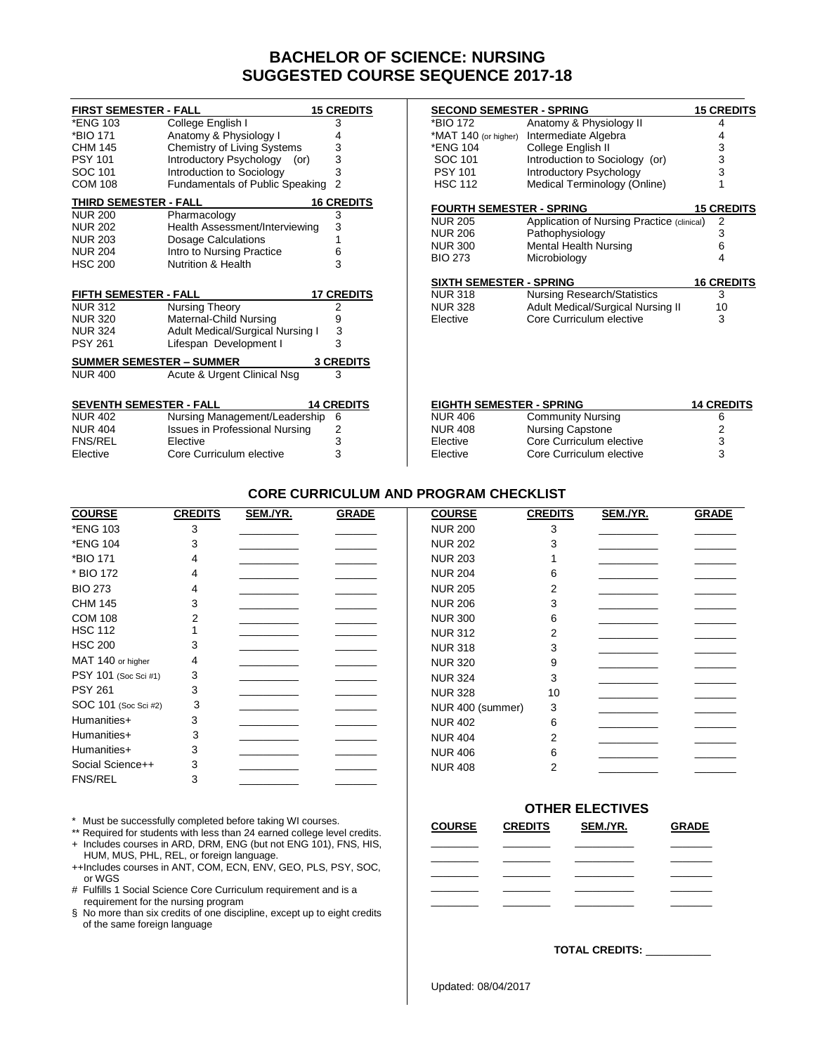# BACHELOR OF SCIENCE: NURSING
# SUGGESTED COURSE SEQUENCE 2017-18

| FIRST SEMESTER - FALL | | 15 CREDITS |
|---|---|---|
| *ENG 103 | College English I | 3 |
| *BIO 171 | Anatomy & Physiology I | 4 |
| CHM 145 | Chemistry of Living Systems | 3 |
| PSY 101 | Introductory Psychology (or) | 3 |
| SOC 101 | Introduction to Sociology | 3 |
| COM 108 | Fundamentals of Public Speaking | 2 |

| SECOND SEMESTER - SPRING | | 15 CREDITS |
|---|---|---|
| *BIO 172 | Anatomy & Physiology II | 4 |
| *MAT 140 (or higher) | Intermediate Algebra | 4 |
| *ENG 104 | College English II | 3 |
| SOC 101 | Introduction to Sociology (or) | 3 |
| PSY 101 | Introductory Psychology | 3 |
| HSC 112 | Medical Terminology (Online) | 1 |

| THIRD SEMESTER - FALL | | 16 CREDITS |
|---|---|---|
| NUR 200 | Pharmacology | 3 |
| NUR 202 | Health Assessment/Interviewing | 3 |
| NUR 203 | Dosage Calculations | 1 |
| NUR 204 | Intro to Nursing Practice | 6 |
| HSC 200 | Nutrition & Health | 3 |

| FOURTH SEMESTER - SPRING | | 15 CREDITS |
|---|---|---|
| NUR 205 | Application of Nursing Practice (clinical) | 2 |
| NUR 206 | Pathophysiology | 3 |
| NUR 300 | Mental Health Nursing | 6 |
| BIO 273 | Microbiology | 4 |

| FIFTH SEMESTER - FALL | | 17 CREDITS |
|---|---|---|
| NUR 312 | Nursing Theory | 2 |
| NUR 320 | Maternal-Child Nursing | 9 |
| NUR 324 | Adult Medical/Surgical Nursing I | 3 |
| PSY 261 | Lifespan Development I | 3 |

| SIXTH SEMESTER - SPRING | | 16 CREDITS |
|---|---|---|
| NUR 318 | Nursing Research/Statistics | 3 |
| NUR 328 | Adult Medical/Surgical Nursing II | 10 |
| Elective | Core Curriculum elective | 3 |

| SUMMER SEMESTER – SUMMER | | 3 CREDITS |
|---|---|---|
| NUR 400 | Acute & Urgent Clinical Nsg | 3 |

| SEVENTH SEMESTER - FALL | | 14 CREDITS |
|---|---|---|
| NUR 402 | Nursing Management/Leadership | 6 |
| NUR 404 | Issues in Professional Nursing | 2 |
| FNS/REL | Elective | 3 |
| Elective | Core Curriculum elective | 3 |

| EIGHTH SEMESTER - SPRING | | 14 CREDITS |
|---|---|---|
| NUR 406 | Community Nursing | 6 |
| NUR 408 | Nursing Capstone | 2 |
| Elective | Core Curriculum elective | 3 |
| Elective | Core Curriculum elective | 3 |

## CORE CURRICULUM AND PROGRAM CHECKLIST

| COURSE | CREDITS | SEM./YR. | GRADE |
|---|---|---|---|
| *ENG 103 | 3 | | |
| *ENG 104 | 3 | | |
| *BIO 171 | 4 | | |
| * BIO 172 | 4 | | |
| BIO 273 | 4 | | |
| CHM 145 | 3 | | |
| COM 108 | 2 | | |
| HSC 112 | 1 | | |
| HSC 200 | 3 | | |
| MAT 140 or higher | 4 | | |
| PSY 101 (Soc Sci #1) | 3 | | |
| PSY 261 | 3 | | |
| SOC 101 (Soc Sci #2) | 3 | | |
| Humanities+ | 3 | | |
| Humanities+ | 3 | | |
| Humanities+ | 3 | | |
| Social Science++ | 3 | | |
| FNS/REL | 3 | | |

| COURSE | CREDITS | SEM./YR. | GRADE |
|---|---|---|---|
| NUR 200 | 3 | | |
| NUR 202 | 3 | | |
| NUR 203 | 1 | | |
| NUR 204 | 6 | | |
| NUR 205 | 2 | | |
| NUR 206 | 3 | | |
| NUR 300 | 6 | | |
| NUR 312 | 2 | | |
| NUR 318 | 3 | | |
| NUR 320 | 9 | | |
| NUR 324 | 3 | | |
| NUR 328 | 10 | | |
| NUR 400 (summer) | 3 | | |
| NUR 402 | 6 | | |
| NUR 404 | 2 | | |
| NUR 406 | 6 | | |
| NUR 408 | 2 | | |

\* Must be successfully completed before taking WI courses.
** Required for students with less than 24 earned college level credits.
\+ Includes courses in ARD, DRM, ENG (but not ENG 101), FNS, HIS, HUM, MUS, PHL, REL, or foreign language.
++Includes courses in ANT, COM, ECN, ENV, GEO, PLS, PSY, SOC, or WGS
\# Fulfills 1 Social Science Core Curriculum requirement and is a requirement for the nursing program
§ No more than six credits of one discipline, except up to eight credits of the same foreign language

### OTHER ELECTIVES

| COURSE | CREDITS | SEM./YR. | GRADE |
|---|---|---|---|
| | | | |
| | | | |
| | | | |
| | | | |
| | | | |

**TOTAL CREDITS:** ___________

Updated: 08/04/2017